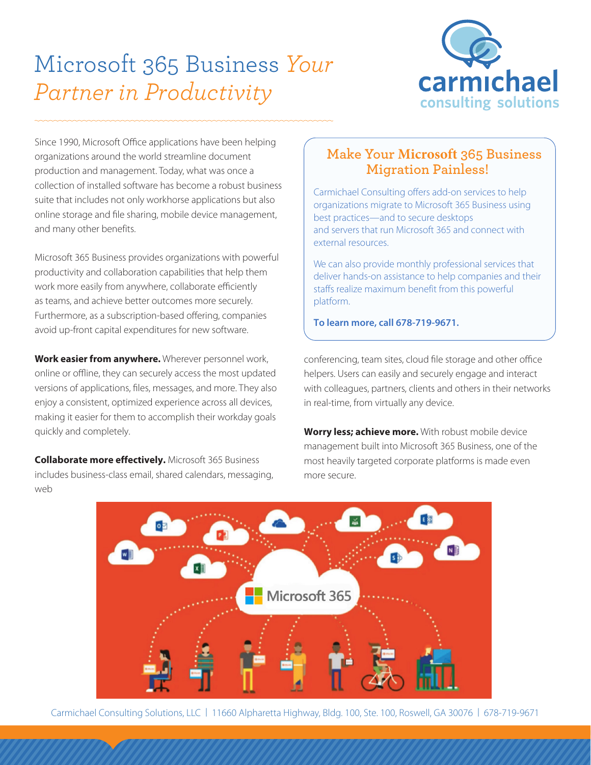# Microsoft 365 Business *Your Partner in Productivity*

carmichael consulting solutions

Since 1990, Microsoft Office applications have been helping organizations around the world streamline document production and management. Today, what was once a collection of installed software has become a robust business suite that includes not only workhorse applications but also online storage and file sharing, mobile device management, and many other benefits.

Microsoft 365 Business provides organizations with powerful productivity and collaboration capabilities that help them work more easily from anywhere, collaborate efficiently as teams, and achieve better outcomes more securely. Furthermore, as a subscription-based offering, companies avoid up-front capital expenditures for new software.

**Work easier from anywhere.** Wherever personnel work, online or offline, they can securely access the most updated versions of applications, files, messages, and more. They also enjoy a consistent, optimized experience across all devices, making it easier for them to accomplish their workday goals quickly and completely.

**Collaborate more effectively.** Microsoft 365 Business includes business-class email, shared calendars, messaging, web conferencing, team sites, cloud file storage and other office helpers. Users can easily and securely engage and interact with colleagues, partners, clients and others in their networks in real-time, from virtually any device.

**Worry less; achieve more.** With robust mobile device management built into Microsoft 365 Business, one of the most heavily targeted corporate platforms is made even more secure.

## Make Your Microsoft 365 Business Migration Painless!

Carmichael Consulting offers add-on services to help organizations migrate to Microsoft 365 Business using best practices—and to secure desktops and servers that run Microsoft 365 and connect with external resources.

We can also provide monthly professional services that deliver hands-on assistance to help companies and their staffs realize maximum benefit from this powerful platform.

**To learn more, call 678-719-9671.**

Carmichael Consulting Solutions, LLC | 11660 Alpharetta Highway, Bldg. 100, Ste. 100, Roswell, GA 30076 | 678-719-9671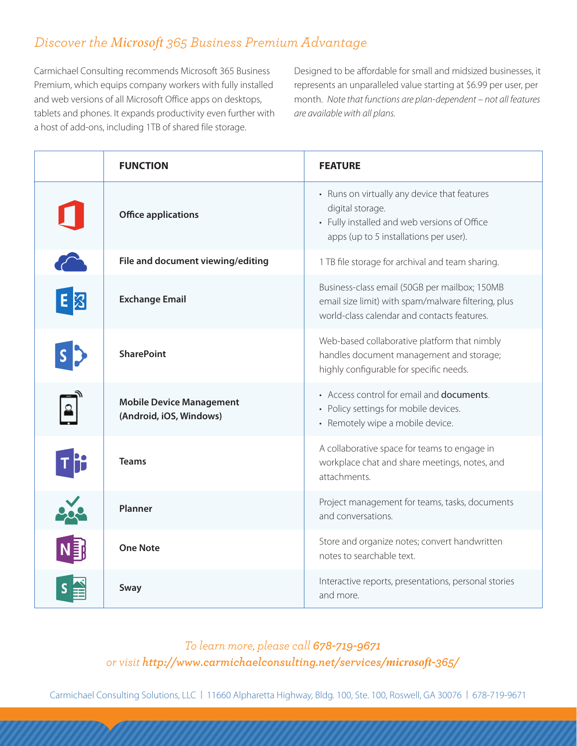## *Discover the **Microsoft** 365 Business Premium Advantage*

Carmichael Consulting recommends Microsoft 365 Business Premium, which equips company workers with fully installed and web versions of all Microsoft Office apps on desktops, tablets and phones. It expands productivity even further with a host of add-ons, including 1TB of shared file storage.

Designed to be affordable for small and midsized businesses, it represents an unparalleled value starting at $6.99 per user, per month. *Note that functions are plan-dependent – not all features are available with all plans.*

| | FUNCTION | FEATURE |
|---|---|---|
| | **Office applications** | • Runs on virtually any device that features digital storage.<br>• Fully installed and web versions of Office apps (up to 5 installations per user). |
| | **File and document viewing/editing** | 1 TB file storage for archival and team sharing. |
| | **Exchange Email** | Business-class email (50GB per mailbox; 150MB email size limit) with spam/malware filtering, plus world-class calendar and contacts features. |
| | **SharePoint** | Web-based collaborative platform that nimbly handles document management and storage; highly configurable for specific needs. |
| | **Mobile Device Management (Android, iOS, Windows)** | • Access control for email and documents.<br>• Policy settings for mobile devices.<br>• Remotely wipe a mobile device. |
| | **Teams** | A collaborative space for teams to engage in workplace chat and share meetings, notes, and attachments. |
| | **Planner** | Project management for teams, tasks, documents and conversations. |
| | **One Note** | Store and organize notes; convert handwritten notes to searchable text. |
| | **Sway** | Interactive reports, presentations, personal stories and more. |

*To learn more, please call **678-719-9671***
*or visit **http://www.carmichaelconsulting.net/services/microsoft-365/***

Carmichael Consulting Solutions, LLC | 11660 Alpharetta Highway, Bldg. 100, Ste. 100, Roswell, GA 30076 | 678-719-9671